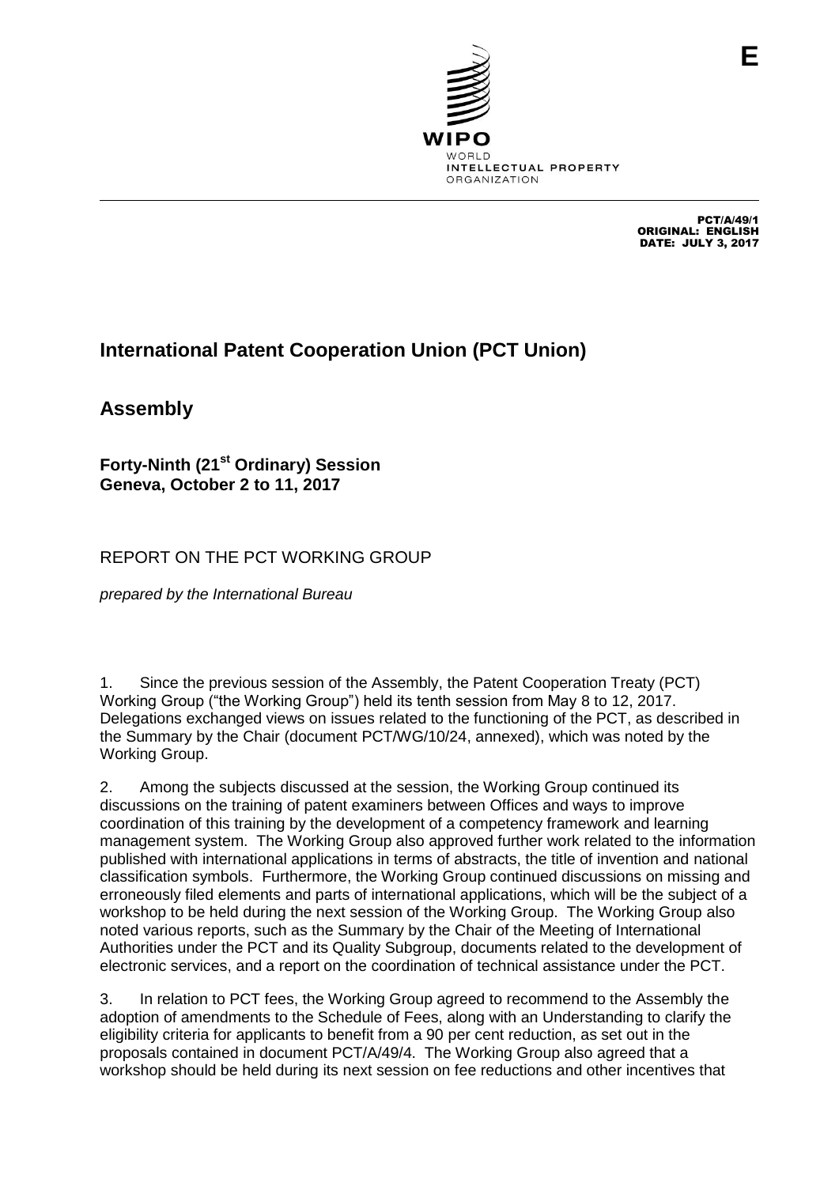E

WIPO
WORLD
INTELLECTUAL PROPERTY
ORGANIZATION

PCT/A/49/1
ORIGINAL: ENGLISH
DATE: JULY 3, 2017

# International Patent Cooperation Union (PCT Union)

## Assembly

**Forty-Ninth (21st Ordinary) Session**
**Geneva, October 2 to 11, 2017**

REPORT ON THE PCT WORKING GROUP

*prepared by the International Bureau*

1. Since the previous session of the Assembly, the Patent Cooperation Treaty (PCT) Working Group ("the Working Group") held its tenth session from May 8 to 12, 2017. Delegations exchanged views on issues related to the functioning of the PCT, as described in the Summary by the Chair (document PCT/WG/10/24, annexed), which was noted by the Working Group.

2. Among the subjects discussed at the session, the Working Group continued its discussions on the training of patent examiners between Offices and ways to improve coordination of this training by the development of a competency framework and learning management system. The Working Group also approved further work related to the information published with international applications in terms of abstracts, the title of invention and national classification symbols. Furthermore, the Working Group continued discussions on missing and erroneously filed elements and parts of international applications, which will be the subject of a workshop to be held during the next session of the Working Group. The Working Group also noted various reports, such as the Summary by the Chair of the Meeting of International Authorities under the PCT and its Quality Subgroup, documents related to the development of electronic services, and a report on the coordination of technical assistance under the PCT.

3. In relation to PCT fees, the Working Group agreed to recommend to the Assembly the adoption of amendments to the Schedule of Fees, along with an Understanding to clarify the eligibility criteria for applicants to benefit from a 90 per cent reduction, as set out in the proposals contained in document PCT/A/49/4. The Working Group also agreed that a workshop should be held during its next session on fee reductions and other incentives that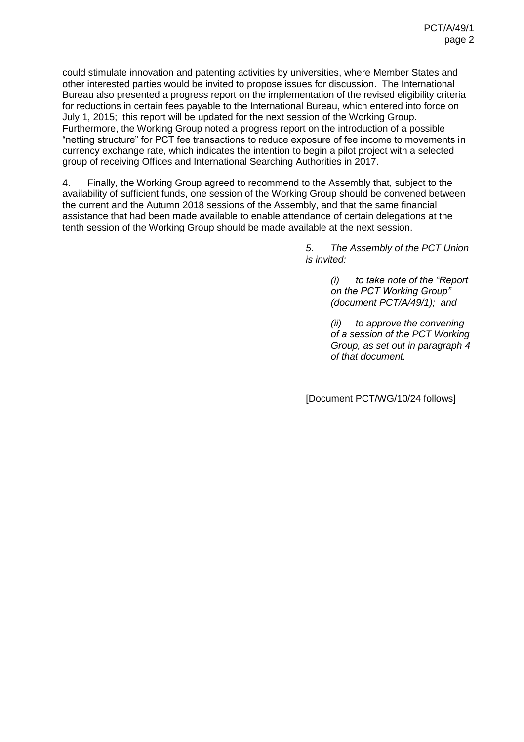could stimulate innovation and patenting activities by universities, where Member States and other interested parties would be invited to propose issues for discussion. The International Bureau also presented a progress report on the implementation of the revised eligibility criteria for reductions in certain fees payable to the International Bureau, which entered into force on July 1, 2015; this report will be updated for the next session of the Working Group. Furthermore, the Working Group noted a progress report on the introduction of a possible "netting structure" for PCT fee transactions to reduce exposure of fee income to movements in currency exchange rate, which indicates the intention to begin a pilot project with a selected group of receiving Offices and International Searching Authorities in 2017.

4. Finally, the Working Group agreed to recommend to the Assembly that, subject to the availability of sufficient funds, one session of the Working Group should be convened between the current and the Autumn 2018 sessions of the Assembly, and that the same financial assistance that had been made available to enable attendance of certain delegations at the tenth session of the Working Group should be made available at the next session.

*5. The Assembly of the PCT Union is invited:*

*(i) to take note of the "Report on the PCT Working Group" (document PCT/A/49/1); and*

*(ii) to approve the convening of a session of the PCT Working Group, as set out in paragraph 4 of that document.*

[Document PCT/WG/10/24 follows]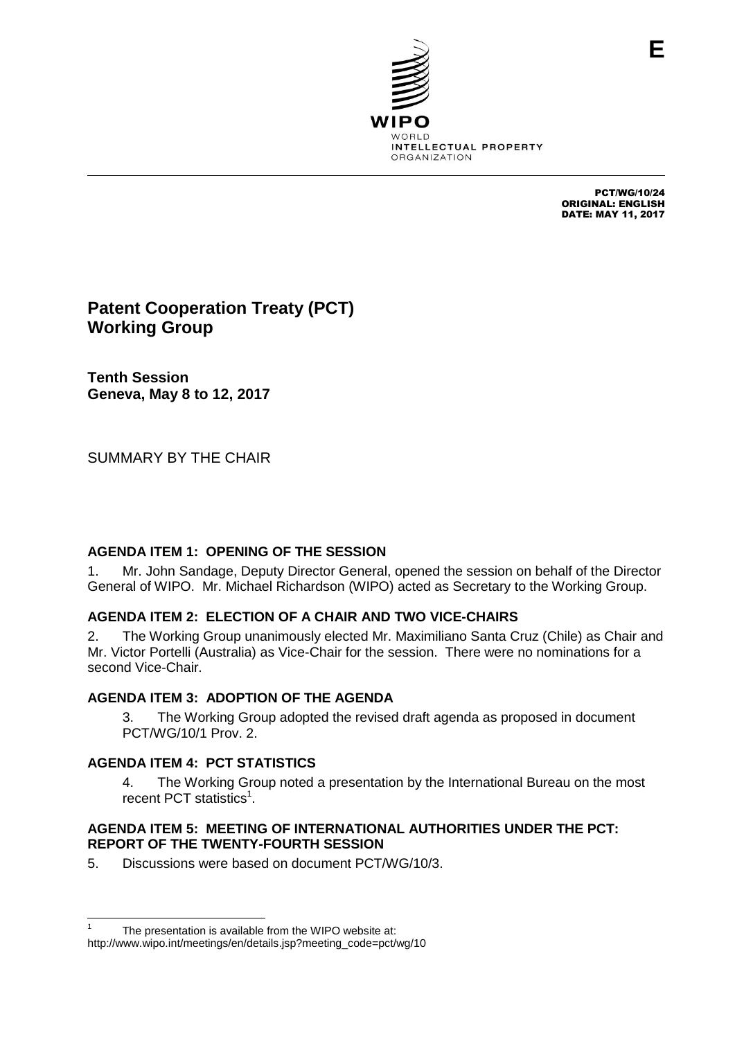E

WIPO
WORLD
INTELLECTUAL PROPERTY
ORGANIZATION

PCT/WG/10/24
ORIGINAL: ENGLISH
DATE: MAY 11, 2017

# Patent Cooperation Treaty (PCT) Working Group

**Tenth Session**
**Geneva, May 8 to 12, 2017**

SUMMARY BY THE CHAIR

### AGENDA ITEM 1: OPENING OF THE SESSION

1. Mr. John Sandage, Deputy Director General, opened the session on behalf of the Director General of WIPO. Mr. Michael Richardson (WIPO) acted as Secretary to the Working Group.

### AGENDA ITEM 2: ELECTION OF A CHAIR AND TWO VICE-CHAIRS

2. The Working Group unanimously elected Mr. Maximiliano Santa Cruz (Chile) as Chair and Mr. Victor Portelli (Australia) as Vice-Chair for the session. There were no nominations for a second Vice-Chair.

### AGENDA ITEM 3: ADOPTION OF THE AGENDA

3. The Working Group adopted the revised draft agenda as proposed in document PCT/WG/10/1 Prov. 2.

### AGENDA ITEM 4: PCT STATISTICS

4. The Working Group noted a presentation by the International Bureau on the most recent PCT statistics[1].

### AGENDA ITEM 5: MEETING OF INTERNATIONAL AUTHORITIES UNDER THE PCT: REPORT OF THE TWENTY-FOURTH SESSION

5. Discussions were based on document PCT/WG/10/3.

[1] The presentation is available from the WIPO website at: http://www.wipo.int/meetings/en/details.jsp?meeting_code=pct/wg/10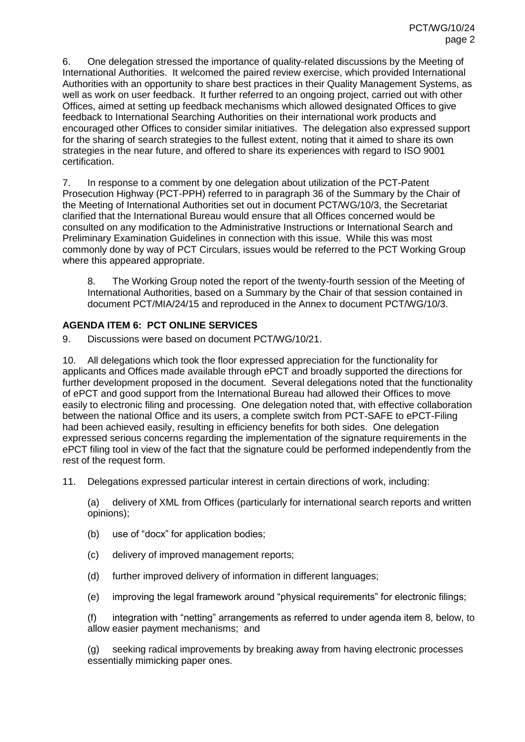6. One delegation stressed the importance of quality-related discussions by the Meeting of International Authorities. It welcomed the paired review exercise, which provided International Authorities with an opportunity to share best practices in their Quality Management Systems, as well as work on user feedback. It further referred to an ongoing project, carried out with other Offices, aimed at setting up feedback mechanisms which allowed designated Offices to give feedback to International Searching Authorities on their international work products and encouraged other Offices to consider similar initiatives. The delegation also expressed support for the sharing of search strategies to the fullest extent, noting that it aimed to share its own strategies in the near future, and offered to share its experiences with regard to ISO 9001 certification.

7. In response to a comment by one delegation about utilization of the PCT-Patent Prosecution Highway (PCT-PPH) referred to in paragraph 36 of the Summary by the Chair of the Meeting of International Authorities set out in document PCT/WG/10/3, the Secretariat clarified that the International Bureau would ensure that all Offices concerned would be consulted on any modification to the Administrative Instructions or International Search and Preliminary Examination Guidelines in connection with this issue. While this was most commonly done by way of PCT Circulars, issues would be referred to the PCT Working Group where this appeared appropriate.

> 8. The Working Group noted the report of the twenty-fourth session of the Meeting of International Authorities, based on a Summary by the Chair of that session contained in document PCT/MIA/24/15 and reproduced in the Annex to document PCT/WG/10/3.

## AGENDA ITEM 6: PCT ONLINE SERVICES

9. Discussions were based on document PCT/WG/10/21.

10. All delegations which took the floor expressed appreciation for the functionality for applicants and Offices made available through ePCT and broadly supported the directions for further development proposed in the document. Several delegations noted that the functionality of ePCT and good support from the International Bureau had allowed their Offices to move easily to electronic filing and processing. One delegation noted that, with effective collaboration between the national Office and its users, a complete switch from PCT-SAFE to ePCT-Filing had been achieved easily, resulting in efficiency benefits for both sides. One delegation expressed serious concerns regarding the implementation of the signature requirements in the ePCT filing tool in view of the fact that the signature could be performed independently from the rest of the request form.

11. Delegations expressed particular interest in certain directions of work, including:

(a) delivery of XML from Offices (particularly for international search reports and written opinions);

(b) use of "docx" for application bodies;

(c) delivery of improved management reports;

(d) further improved delivery of information in different languages;

(e) improving the legal framework around "physical requirements" for electronic filings;

(f) integration with "netting" arrangements as referred to under agenda item 8, below, to allow easier payment mechanisms; and

(g) seeking radical improvements by breaking away from having electronic processes essentially mimicking paper ones.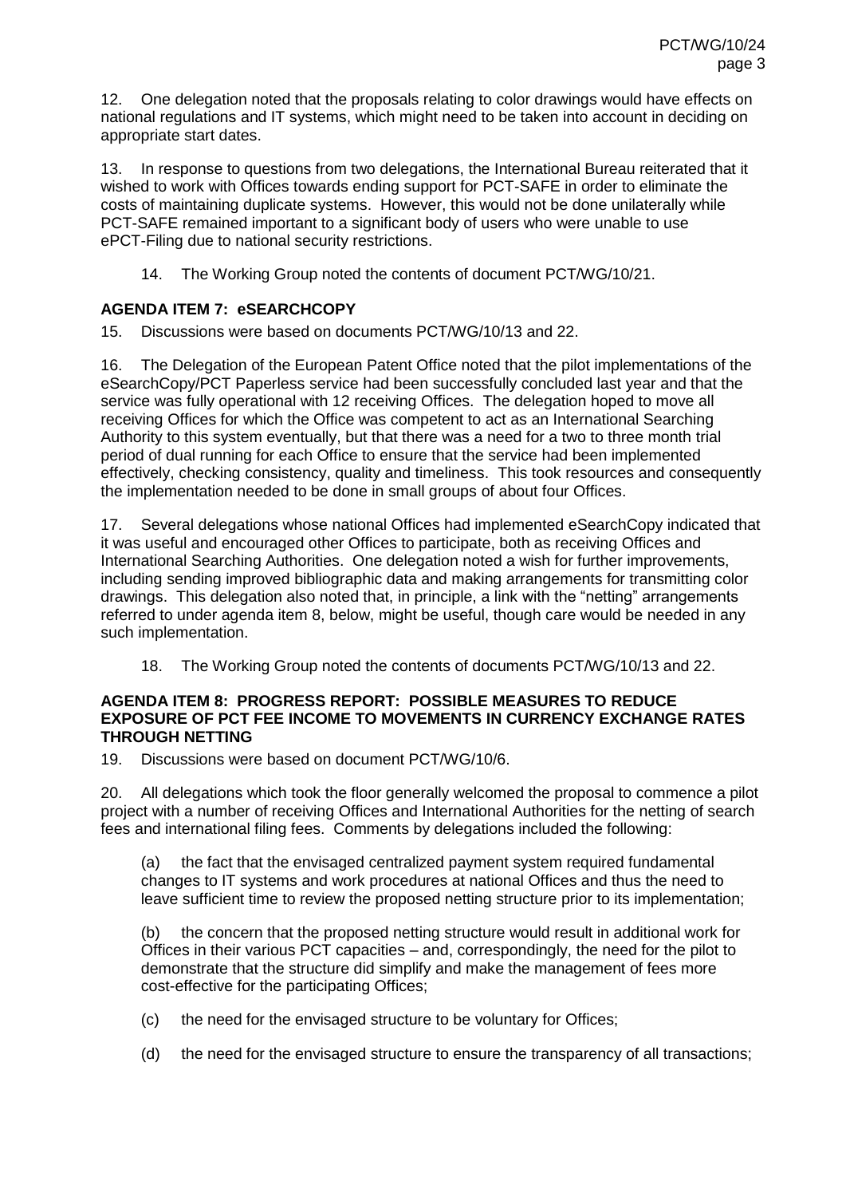12. One delegation noted that the proposals relating to color drawings would have effects on national regulations and IT systems, which might need to be taken into account in deciding on appropriate start dates.

13. In response to questions from two delegations, the International Bureau reiterated that it wished to work with Offices towards ending support for PCT-SAFE in order to eliminate the costs of maintaining duplicate systems. However, this would not be done unilaterally while PCT-SAFE remained important to a significant body of users who were unable to use ePCT-Filing due to national security restrictions.

> 14. The Working Group noted the contents of document PCT/WG/10/21.

## AGENDA ITEM 7: eSEARCHCOPY

15. Discussions were based on documents PCT/WG/10/13 and 22.

16. The Delegation of the European Patent Office noted that the pilot implementations of the eSearchCopy/PCT Paperless service had been successfully concluded last year and that the service was fully operational with 12 receiving Offices. The delegation hoped to move all receiving Offices for which the Office was competent to act as an International Searching Authority to this system eventually, but that there was a need for a two to three month trial period of dual running for each Office to ensure that the service had been implemented effectively, checking consistency, quality and timeliness. This took resources and consequently the implementation needed to be done in small groups of about four Offices.

17. Several delegations whose national Offices had implemented eSearchCopy indicated that it was useful and encouraged other Offices to participate, both as receiving Offices and International Searching Authorities. One delegation noted a wish for further improvements, including sending improved bibliographic data and making arrangements for transmitting color drawings. This delegation also noted that, in principle, a link with the "netting" arrangements referred to under agenda item 8, below, might be useful, though care would be needed in any such implementation.

> 18. The Working Group noted the contents of documents PCT/WG/10/13 and 22.

## AGENDA ITEM 8: PROGRESS REPORT: POSSIBLE MEASURES TO REDUCE EXPOSURE OF PCT FEE INCOME TO MOVEMENTS IN CURRENCY EXCHANGE RATES THROUGH NETTING

19. Discussions were based on document PCT/WG/10/6.

20. All delegations which took the floor generally welcomed the proposal to commence a pilot project with a number of receiving Offices and International Authorities for the netting of search fees and international filing fees. Comments by delegations included the following:

(a) the fact that the envisaged centralized payment system required fundamental changes to IT systems and work procedures at national Offices and thus the need to leave sufficient time to review the proposed netting structure prior to its implementation;

(b) the concern that the proposed netting structure would result in additional work for Offices in their various PCT capacities – and, correspondingly, the need for the pilot to demonstrate that the structure did simplify and make the management of fees more cost-effective for the participating Offices;

(c) the need for the envisaged structure to be voluntary for Offices;

(d) the need for the envisaged structure to ensure the transparency of all transactions;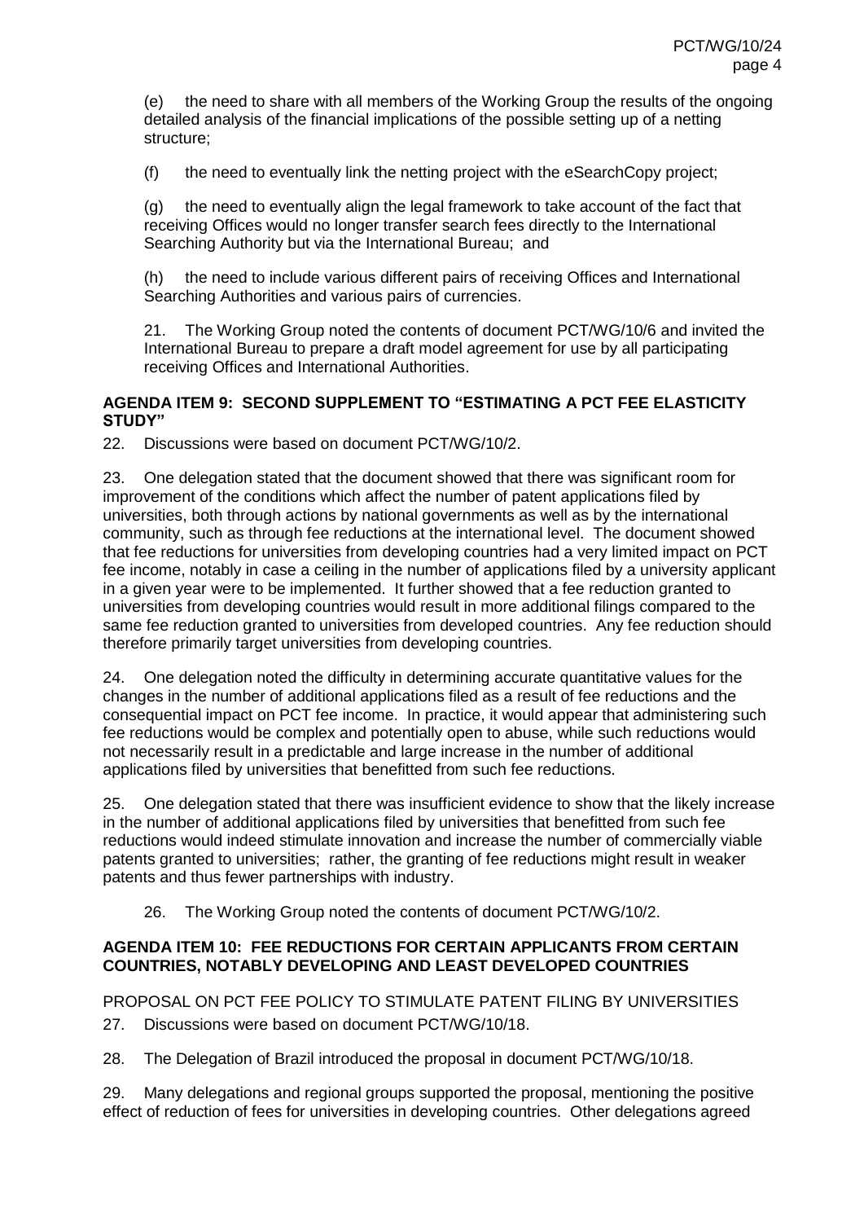(e) the need to share with all members of the Working Group the results of the ongoing detailed analysis of the financial implications of the possible setting up of a netting structure;

(f) the need to eventually link the netting project with the eSearchCopy project;

(g) the need to eventually align the legal framework to take account of the fact that receiving Offices would no longer transfer search fees directly to the International Searching Authority but via the International Bureau; and

(h) the need to include various different pairs of receiving Offices and International Searching Authorities and various pairs of currencies.

21. The Working Group noted the contents of document PCT/WG/10/6 and invited the International Bureau to prepare a draft model agreement for use by all participating receiving Offices and International Authorities.

**AGENDA ITEM 9: SECOND SUPPLEMENT TO "ESTIMATING A PCT FEE ELASTICITY STUDY"**

22. Discussions were based on document PCT/WG/10/2.

23. One delegation stated that the document showed that there was significant room for improvement of the conditions which affect the number of patent applications filed by universities, both through actions by national governments as well as by the international community, such as through fee reductions at the international level. The document showed that fee reductions for universities from developing countries had a very limited impact on PCT fee income, notably in case a ceiling in the number of applications filed by a university applicant in a given year were to be implemented. It further showed that a fee reduction granted to universities from developing countries would result in more additional filings compared to the same fee reduction granted to universities from developed countries. Any fee reduction should therefore primarily target universities from developing countries.

24. One delegation noted the difficulty in determining accurate quantitative values for the changes in the number of additional applications filed as a result of fee reductions and the consequential impact on PCT fee income. In practice, it would appear that administering such fee reductions would be complex and potentially open to abuse, while such reductions would not necessarily result in a predictable and large increase in the number of additional applications filed by universities that benefitted from such fee reductions.

25. One delegation stated that there was insufficient evidence to show that the likely increase in the number of additional applications filed by universities that benefitted from such fee reductions would indeed stimulate innovation and increase the number of commercially viable patents granted to universities; rather, the granting of fee reductions might result in weaker patents and thus fewer partnerships with industry.

26. The Working Group noted the contents of document PCT/WG/10/2.

**AGENDA ITEM 10: FEE REDUCTIONS FOR CERTAIN APPLICANTS FROM CERTAIN COUNTRIES, NOTABLY DEVELOPING AND LEAST DEVELOPED COUNTRIES**

PROPOSAL ON PCT FEE POLICY TO STIMULATE PATENT FILING BY UNIVERSITIES

27. Discussions were based on document PCT/WG/10/18.

28. The Delegation of Brazil introduced the proposal in document PCT/WG/10/18.

29. Many delegations and regional groups supported the proposal, mentioning the positive effect of reduction of fees for universities in developing countries. Other delegations agreed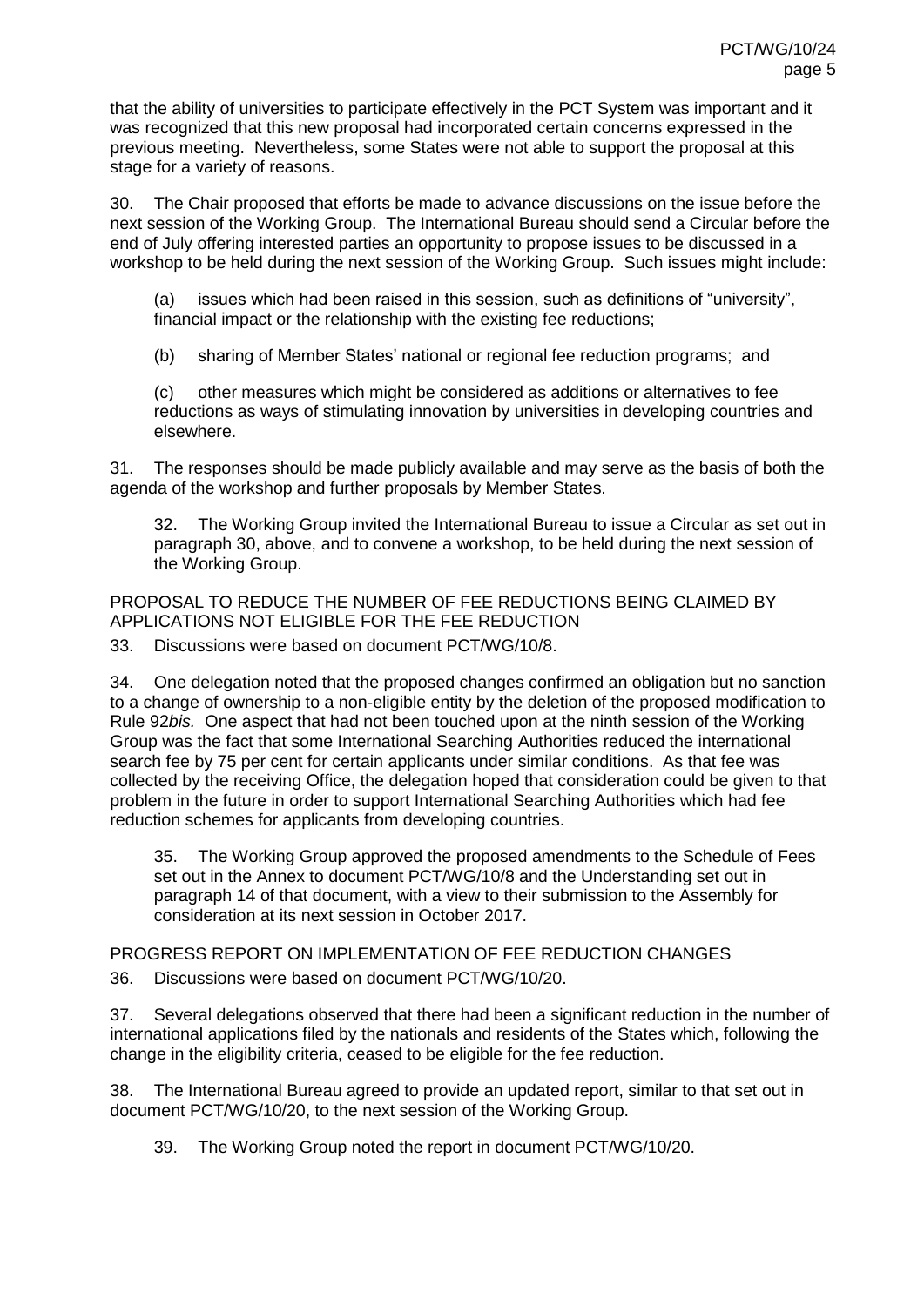that the ability of universities to participate effectively in the PCT System was important and it was recognized that this new proposal had incorporated certain concerns expressed in the previous meeting. Nevertheless, some States were not able to support the proposal at this stage for a variety of reasons.

30. The Chair proposed that efforts be made to advance discussions on the issue before the next session of the Working Group. The International Bureau should send a Circular before the end of July offering interested parties an opportunity to propose issues to be discussed in a workshop to be held during the next session of the Working Group. Such issues might include:

(a) issues which had been raised in this session, such as definitions of "university", financial impact or the relationship with the existing fee reductions;

(b) sharing of Member States' national or regional fee reduction programs; and

(c) other measures which might be considered as additions or alternatives to fee reductions as ways of stimulating innovation by universities in developing countries and elsewhere.

31. The responses should be made publicly available and may serve as the basis of both the agenda of the workshop and further proposals by Member States.

32. The Working Group invited the International Bureau to issue a Circular as set out in paragraph 30, above, and to convene a workshop, to be held during the next session of the Working Group.

## PROPOSAL TO REDUCE THE NUMBER OF FEE REDUCTIONS BEING CLAIMED BY APPLICATIONS NOT ELIGIBLE FOR THE FEE REDUCTION

33. Discussions were based on document PCT/WG/10/8.

34. One delegation noted that the proposed changes confirmed an obligation but no sanction to a change of ownership to a non-eligible entity by the deletion of the proposed modification to Rule 92*bis.* One aspect that had not been touched upon at the ninth session of the Working Group was the fact that some International Searching Authorities reduced the international search fee by 75 per cent for certain applicants under similar conditions. As that fee was collected by the receiving Office, the delegation hoped that consideration could be given to that problem in the future in order to support International Searching Authorities which had fee reduction schemes for applicants from developing countries.

35. The Working Group approved the proposed amendments to the Schedule of Fees set out in the Annex to document PCT/WG/10/8 and the Understanding set out in paragraph 14 of that document, with a view to their submission to the Assembly for consideration at its next session in October 2017.

## PROGRESS REPORT ON IMPLEMENTATION OF FEE REDUCTION CHANGES

36. Discussions were based on document PCT/WG/10/20.

37. Several delegations observed that there had been a significant reduction in the number of international applications filed by the nationals and residents of the States which, following the change in the eligibility criteria, ceased to be eligible for the fee reduction.

38. The International Bureau agreed to provide an updated report, similar to that set out in document PCT/WG/10/20, to the next session of the Working Group.

39. The Working Group noted the report in document PCT/WG/10/20.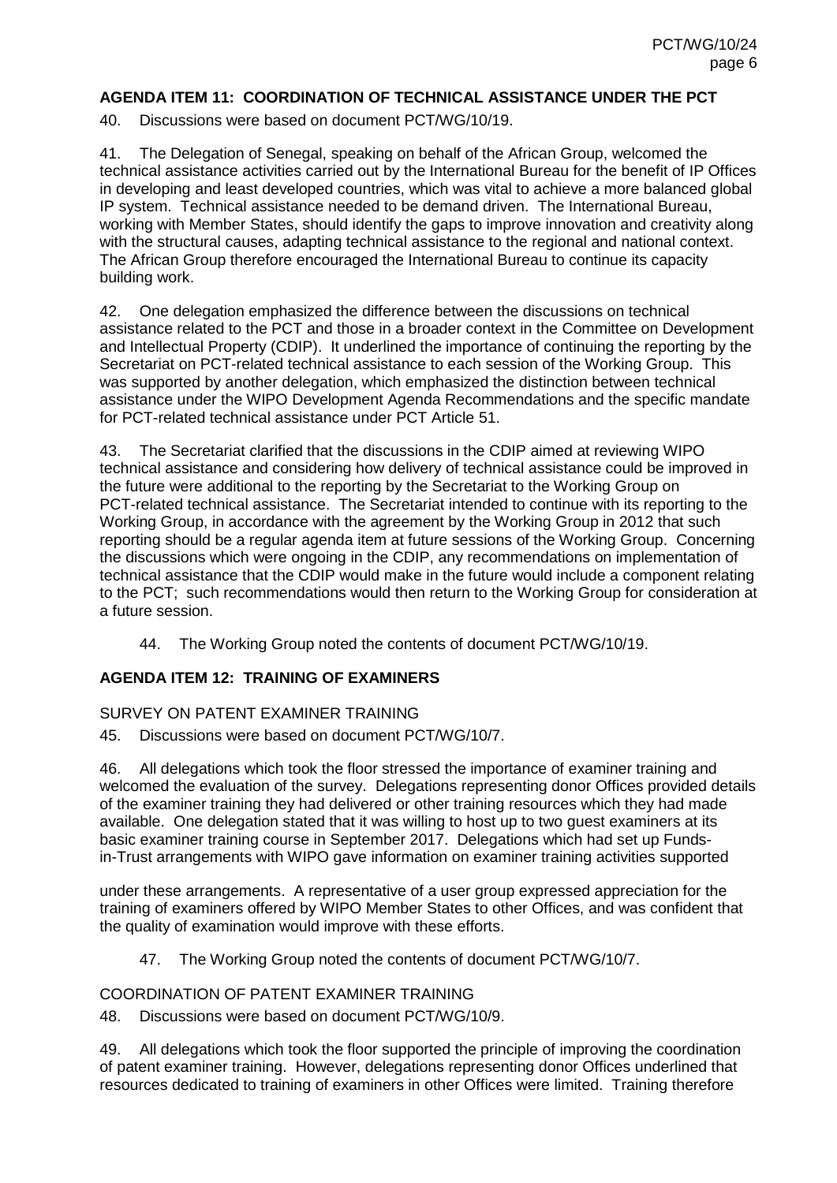### AGENDA ITEM 11: COORDINATION OF TECHNICAL ASSISTANCE UNDER THE PCT

40. Discussions were based on document PCT/WG/10/19.

41. The Delegation of Senegal, speaking on behalf of the African Group, welcomed the technical assistance activities carried out by the International Bureau for the benefit of IP Offices in developing and least developed countries, which was vital to achieve a more balanced global IP system. Technical assistance needed to be demand driven. The International Bureau, working with Member States, should identify the gaps to improve innovation and creativity along with the structural causes, adapting technical assistance to the regional and national context. The African Group therefore encouraged the International Bureau to continue its capacity building work.

42. One delegation emphasized the difference between the discussions on technical assistance related to the PCT and those in a broader context in the Committee on Development and Intellectual Property (CDIP). It underlined the importance of continuing the reporting by the Secretariat on PCT-related technical assistance to each session of the Working Group. This was supported by another delegation, which emphasized the distinction between technical assistance under the WIPO Development Agenda Recommendations and the specific mandate for PCT-related technical assistance under PCT Article 51.

43. The Secretariat clarified that the discussions in the CDIP aimed at reviewing WIPO technical assistance and considering how delivery of technical assistance could be improved in the future were additional to the reporting by the Secretariat to the Working Group on PCT-related technical assistance. The Secretariat intended to continue with its reporting to the Working Group, in accordance with the agreement by the Working Group in 2012 that such reporting should be a regular agenda item at future sessions of the Working Group. Concerning the discussions which were ongoing in the CDIP, any recommendations on implementation of technical assistance that the CDIP would make in the future would include a component relating to the PCT; such recommendations would then return to the Working Group for consideration at a future session.

> 44. The Working Group noted the contents of document PCT/WG/10/19.

### AGENDA ITEM 12: TRAINING OF EXAMINERS

#### SURVEY ON PATENT EXAMINER TRAINING

45. Discussions were based on document PCT/WG/10/7.

46. All delegations which took the floor stressed the importance of examiner training and welcomed the evaluation of the survey. Delegations representing donor Offices provided details of the examiner training they had delivered or other training resources which they had made available. One delegation stated that it was willing to host up to two guest examiners at its basic examiner training course in September 2017. Delegations which had set up Funds-in-Trust arrangements with WIPO gave information on examiner training activities supported under these arrangements. A representative of a user group expressed appreciation for the training of examiners offered by WIPO Member States to other Offices, and was confident that the quality of examination would improve with these efforts.

> 47. The Working Group noted the contents of document PCT/WG/10/7.

#### COORDINATION OF PATENT EXAMINER TRAINING

48. Discussions were based on document PCT/WG/10/9.

49. All delegations which took the floor supported the principle of improving the coordination of patent examiner training. However, delegations representing donor Offices underlined that resources dedicated to training of examiners in other Offices were limited. Training therefore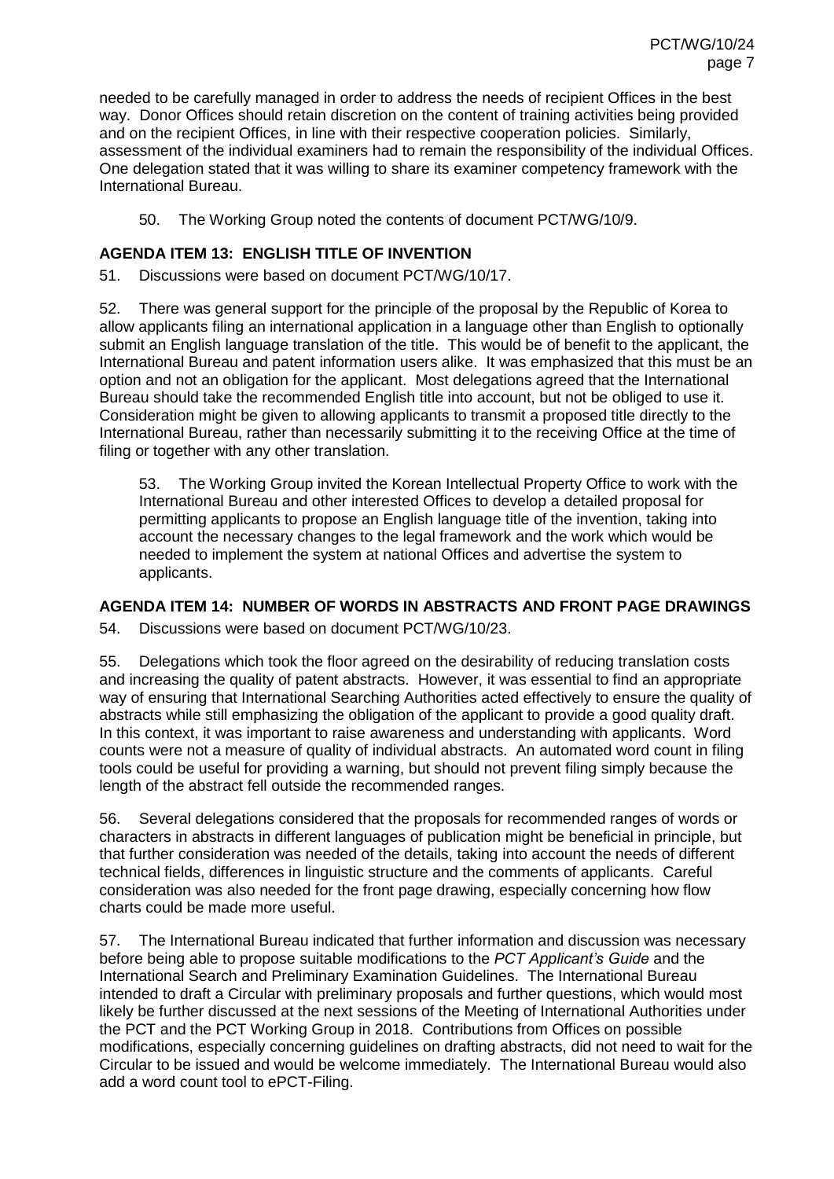needed to be carefully managed in order to address the needs of recipient Offices in the best way. Donor Offices should retain discretion on the content of training activities being provided and on the recipient Offices, in line with their respective cooperation policies. Similarly, assessment of the individual examiners had to remain the responsibility of the individual Offices. One delegation stated that it was willing to share its examiner competency framework with the International Bureau.

> 50. The Working Group noted the contents of document PCT/WG/10/9.

## AGENDA ITEM 13: ENGLISH TITLE OF INVENTION

51. Discussions were based on document PCT/WG/10/17.

52. There was general support for the principle of the proposal by the Republic of Korea to allow applicants filing an international application in a language other than English to optionally submit an English language translation of the title. This would be of benefit to the applicant, the International Bureau and patent information users alike. It was emphasized that this must be an option and not an obligation for the applicant. Most delegations agreed that the International Bureau should take the recommended English title into account, but not be obliged to use it. Consideration might be given to allowing applicants to transmit a proposed title directly to the International Bureau, rather than necessarily submitting it to the receiving Office at the time of filing or together with any other translation.

> 53. The Working Group invited the Korean Intellectual Property Office to work with the International Bureau and other interested Offices to develop a detailed proposal for permitting applicants to propose an English language title of the invention, taking into account the necessary changes to the legal framework and the work which would be needed to implement the system at national Offices and advertise the system to applicants.

## AGENDA ITEM 14: NUMBER OF WORDS IN ABSTRACTS AND FRONT PAGE DRAWINGS

54. Discussions were based on document PCT/WG/10/23.

55. Delegations which took the floor agreed on the desirability of reducing translation costs and increasing the quality of patent abstracts. However, it was essential to find an appropriate way of ensuring that International Searching Authorities acted effectively to ensure the quality of abstracts while still emphasizing the obligation of the applicant to provide a good quality draft. In this context, it was important to raise awareness and understanding with applicants. Word counts were not a measure of quality of individual abstracts. An automated word count in filing tools could be useful for providing a warning, but should not prevent filing simply because the length of the abstract fell outside the recommended ranges.

56. Several delegations considered that the proposals for recommended ranges of words or characters in abstracts in different languages of publication might be beneficial in principle, but that further consideration was needed of the details, taking into account the needs of different technical fields, differences in linguistic structure and the comments of applicants. Careful consideration was also needed for the front page drawing, especially concerning how flow charts could be made more useful.

57. The International Bureau indicated that further information and discussion was necessary before being able to propose suitable modifications to the *PCT Applicant's Guide* and the International Search and Preliminary Examination Guidelines. The International Bureau intended to draft a Circular with preliminary proposals and further questions, which would most likely be further discussed at the next sessions of the Meeting of International Authorities under the PCT and the PCT Working Group in 2018. Contributions from Offices on possible modifications, especially concerning guidelines on drafting abstracts, did not need to wait for the Circular to be issued and would be welcome immediately. The International Bureau would also add a word count tool to ePCT-Filing.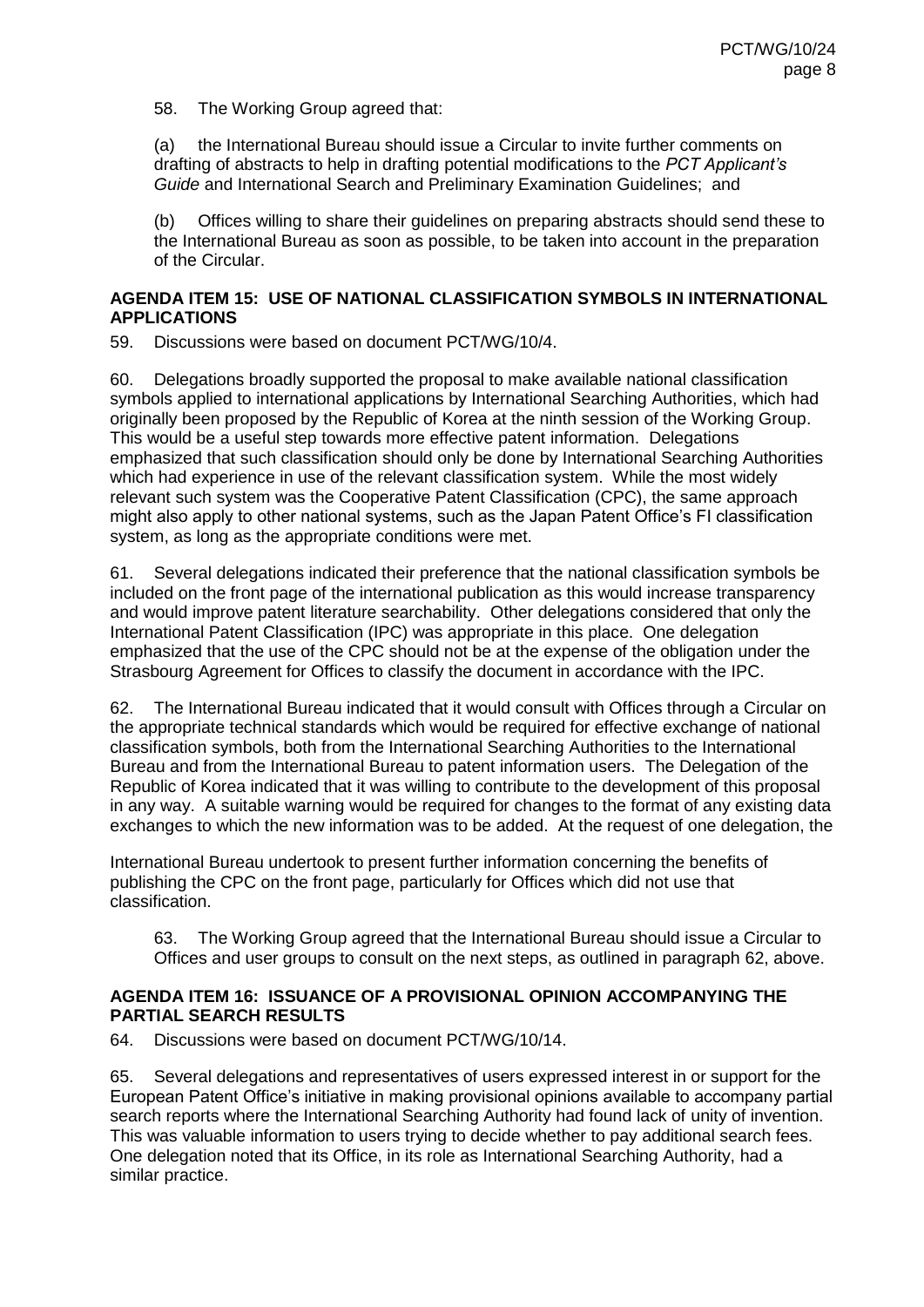58. The Working Group agreed that:

(a) the International Bureau should issue a Circular to invite further comments on drafting of abstracts to help in drafting potential modifications to the *PCT Applicant's Guide* and International Search and Preliminary Examination Guidelines; and

(b) Offices willing to share their guidelines on preparing abstracts should send these to the International Bureau as soon as possible, to be taken into account in the preparation of the Circular.

**AGENDA ITEM 15: USE OF NATIONAL CLASSIFICATION SYMBOLS IN INTERNATIONAL APPLICATIONS**

59. Discussions were based on document PCT/WG/10/4.

60. Delegations broadly supported the proposal to make available national classification symbols applied to international applications by International Searching Authorities, which had originally been proposed by the Republic of Korea at the ninth session of the Working Group. This would be a useful step towards more effective patent information. Delegations emphasized that such classification should only be done by International Searching Authorities which had experience in use of the relevant classification system. While the most widely relevant such system was the Cooperative Patent Classification (CPC), the same approach might also apply to other national systems, such as the Japan Patent Office's FI classification system, as long as the appropriate conditions were met.

61. Several delegations indicated their preference that the national classification symbols be included on the front page of the international publication as this would increase transparency and would improve patent literature searchability. Other delegations considered that only the International Patent Classification (IPC) was appropriate in this place. One delegation emphasized that the use of the CPC should not be at the expense of the obligation under the Strasbourg Agreement for Offices to classify the document in accordance with the IPC.

62. The International Bureau indicated that it would consult with Offices through a Circular on the appropriate technical standards which would be required for effective exchange of national classification symbols, both from the International Searching Authorities to the International Bureau and from the International Bureau to patent information users. The Delegation of the Republic of Korea indicated that it was willing to contribute to the development of this proposal in any way. A suitable warning would be required for changes to the format of any existing data exchanges to which the new information was to be added. At the request of one delegation, the International Bureau undertook to present further information concerning the benefits of publishing the CPC on the front page, particularly for Offices which did not use that classification.

63. The Working Group agreed that the International Bureau should issue a Circular to Offices and user groups to consult on the next steps, as outlined in paragraph 62, above.

**AGENDA ITEM 16: ISSUANCE OF A PROVISIONAL OPINION ACCOMPANYING THE PARTIAL SEARCH RESULTS**

64. Discussions were based on document PCT/WG/10/14.

65. Several delegations and representatives of users expressed interest in or support for the European Patent Office's initiative in making provisional opinions available to accompany partial search reports where the International Searching Authority had found lack of unity of invention. This was valuable information to users trying to decide whether to pay additional search fees. One delegation noted that its Office, in its role as International Searching Authority, had a similar practice.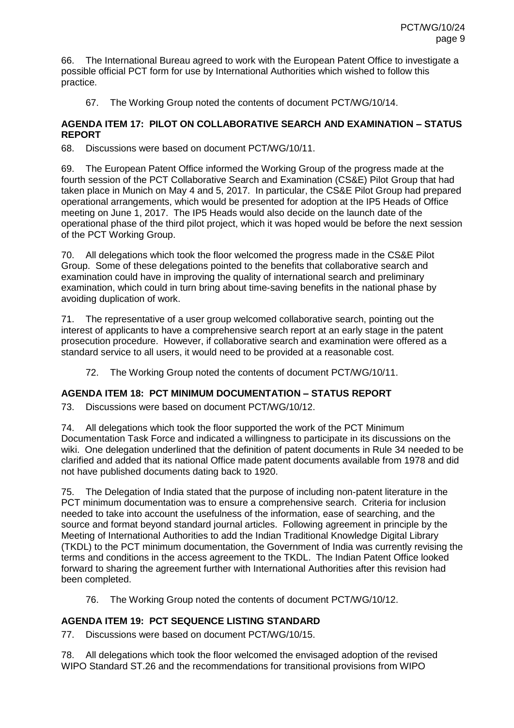66. The International Bureau agreed to work with the European Patent Office to investigate a possible official PCT form for use by International Authorities which wished to follow this practice.

67. The Working Group noted the contents of document PCT/WG/10/14.

## AGENDA ITEM 17: PILOT ON COLLABORATIVE SEARCH AND EXAMINATION – STATUS REPORT

68. Discussions were based on document PCT/WG/10/11.

69. The European Patent Office informed the Working Group of the progress made at the fourth session of the PCT Collaborative Search and Examination (CS&E) Pilot Group that had taken place in Munich on May 4 and 5, 2017. In particular, the CS&E Pilot Group had prepared operational arrangements, which would be presented for adoption at the IP5 Heads of Office meeting on June 1, 2017. The IP5 Heads would also decide on the launch date of the operational phase of the third pilot project, which it was hoped would be before the next session of the PCT Working Group.

70. All delegations which took the floor welcomed the progress made in the CS&E Pilot Group. Some of these delegations pointed to the benefits that collaborative search and examination could have in improving the quality of international search and preliminary examination, which could in turn bring about time-saving benefits in the national phase by avoiding duplication of work.

71. The representative of a user group welcomed collaborative search, pointing out the interest of applicants to have a comprehensive search report at an early stage in the patent prosecution procedure. However, if collaborative search and examination were offered as a standard service to all users, it would need to be provided at a reasonable cost.

72. The Working Group noted the contents of document PCT/WG/10/11.

## AGENDA ITEM 18: PCT MINIMUM DOCUMENTATION – STATUS REPORT

73. Discussions were based on document PCT/WG/10/12.

74. All delegations which took the floor supported the work of the PCT Minimum Documentation Task Force and indicated a willingness to participate in its discussions on the wiki. One delegation underlined that the definition of patent documents in Rule 34 needed to be clarified and added that its national Office made patent documents available from 1978 and did not have published documents dating back to 1920.

75. The Delegation of India stated that the purpose of including non-patent literature in the PCT minimum documentation was to ensure a comprehensive search. Criteria for inclusion needed to take into account the usefulness of the information, ease of searching, and the source and format beyond standard journal articles. Following agreement in principle by the Meeting of International Authorities to add the Indian Traditional Knowledge Digital Library (TKDL) to the PCT minimum documentation, the Government of India was currently revising the terms and conditions in the access agreement to the TKDL. The Indian Patent Office looked forward to sharing the agreement further with International Authorities after this revision had been completed.

76. The Working Group noted the contents of document PCT/WG/10/12.

## AGENDA ITEM 19: PCT SEQUENCE LISTING STANDARD

77. Discussions were based on document PCT/WG/10/15.

78. All delegations which took the floor welcomed the envisaged adoption of the revised WIPO Standard ST.26 and the recommendations for transitional provisions from WIPO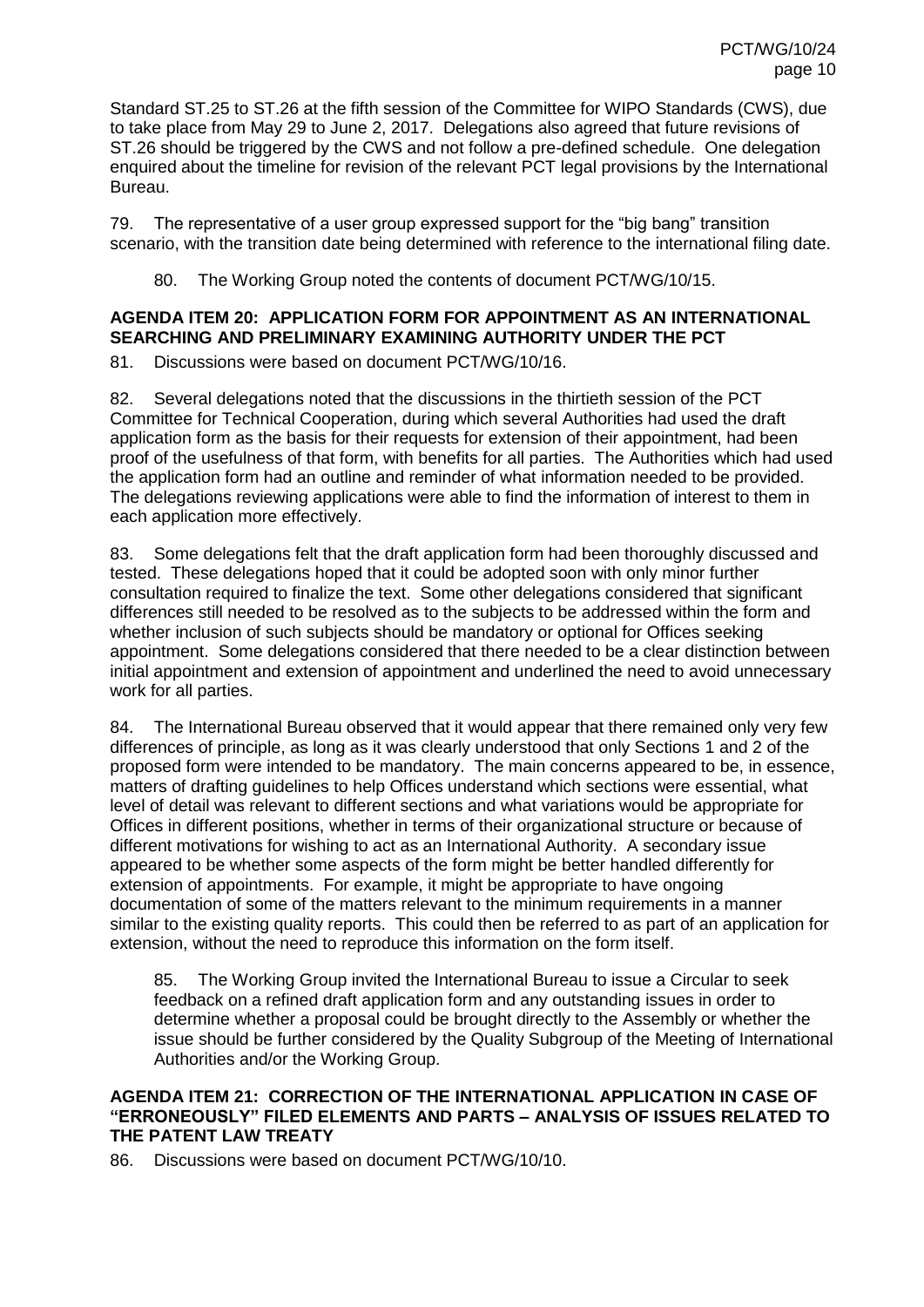Standard ST.25 to ST.26 at the fifth session of the Committee for WIPO Standards (CWS), due to take place from May 29 to June 2, 2017. Delegations also agreed that future revisions of ST.26 should be triggered by the CWS and not follow a pre-defined schedule. One delegation enquired about the timeline for revision of the relevant PCT legal provisions by the International Bureau.

79. The representative of a user group expressed support for the "big bang" transition scenario, with the transition date being determined with reference to the international filing date.

> 80. The Working Group noted the contents of document PCT/WG/10/15.

## AGENDA ITEM 20: APPLICATION FORM FOR APPOINTMENT AS AN INTERNATIONAL SEARCHING AND PRELIMINARY EXAMINING AUTHORITY UNDER THE PCT

81. Discussions were based on document PCT/WG/10/16.

82. Several delegations noted that the discussions in the thirtieth session of the PCT Committee for Technical Cooperation, during which several Authorities had used the draft application form as the basis for their requests for extension of their appointment, had been proof of the usefulness of that form, with benefits for all parties. The Authorities which had used the application form had an outline and reminder of what information needed to be provided. The delegations reviewing applications were able to find the information of interest to them in each application more effectively.

83. Some delegations felt that the draft application form had been thoroughly discussed and tested. These delegations hoped that it could be adopted soon with only minor further consultation required to finalize the text. Some other delegations considered that significant differences still needed to be resolved as to the subjects to be addressed within the form and whether inclusion of such subjects should be mandatory or optional for Offices seeking appointment. Some delegations considered that there needed to be a clear distinction between initial appointment and extension of appointment and underlined the need to avoid unnecessary work for all parties.

84. The International Bureau observed that it would appear that there remained only very few differences of principle, as long as it was clearly understood that only Sections 1 and 2 of the proposed form were intended to be mandatory. The main concerns appeared to be, in essence, matters of drafting guidelines to help Offices understand which sections were essential, what level of detail was relevant to different sections and what variations would be appropriate for Offices in different positions, whether in terms of their organizational structure or because of different motivations for wishing to act as an International Authority. A secondary issue appeared to be whether some aspects of the form might be better handled differently for extension of appointments. For example, it might be appropriate to have ongoing documentation of some of the matters relevant to the minimum requirements in a manner similar to the existing quality reports. This could then be referred to as part of an application for extension, without the need to reproduce this information on the form itself.

> 85. The Working Group invited the International Bureau to issue a Circular to seek feedback on a refined draft application form and any outstanding issues in order to determine whether a proposal could be brought directly to the Assembly or whether the issue should be further considered by the Quality Subgroup of the Meeting of International Authorities and/or the Working Group.

## AGENDA ITEM 21: CORRECTION OF THE INTERNATIONAL APPLICATION IN CASE OF "ERRONEOUSLY" FILED ELEMENTS AND PARTS – ANALYSIS OF ISSUES RELATED TO THE PATENT LAW TREATY

86. Discussions were based on document PCT/WG/10/10.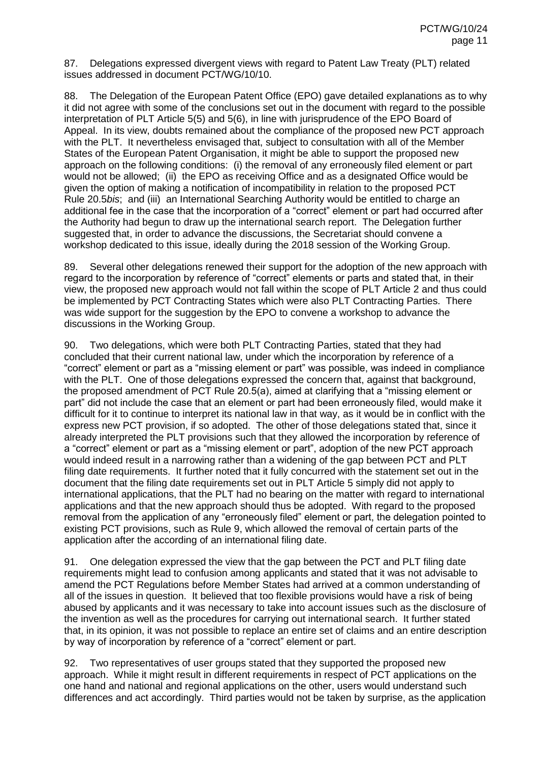87. Delegations expressed divergent views with regard to Patent Law Treaty (PLT) related issues addressed in document PCT/WG/10/10.

88. The Delegation of the European Patent Office (EPO) gave detailed explanations as to why it did not agree with some of the conclusions set out in the document with regard to the possible interpretation of PLT Article 5(5) and 5(6), in line with jurisprudence of the EPO Board of Appeal. In its view, doubts remained about the compliance of the proposed new PCT approach with the PLT. It nevertheless envisaged that, subject to consultation with all of the Member States of the European Patent Organisation, it might be able to support the proposed new approach on the following conditions: (i) the removal of any erroneously filed element or part would not be allowed; (ii) the EPO as receiving Office and as a designated Office would be given the option of making a notification of incompatibility in relation to the proposed PCT Rule 20.5*bis*; and (iii) an International Searching Authority would be entitled to charge an additional fee in the case that the incorporation of a "correct" element or part had occurred after the Authority had begun to draw up the international search report. The Delegation further suggested that, in order to advance the discussions, the Secretariat should convene a workshop dedicated to this issue, ideally during the 2018 session of the Working Group.

89. Several other delegations renewed their support for the adoption of the new approach with regard to the incorporation by reference of "correct" elements or parts and stated that, in their view, the proposed new approach would not fall within the scope of PLT Article 2 and thus could be implemented by PCT Contracting States which were also PLT Contracting Parties. There was wide support for the suggestion by the EPO to convene a workshop to advance the discussions in the Working Group.

90. Two delegations, which were both PLT Contracting Parties, stated that they had concluded that their current national law, under which the incorporation by reference of a "correct" element or part as a "missing element or part" was possible, was indeed in compliance with the PLT. One of those delegations expressed the concern that, against that background, the proposed amendment of PCT Rule 20.5(a), aimed at clarifying that a "missing element or part" did not include the case that an element or part had been erroneously filed, would make it difficult for it to continue to interpret its national law in that way, as it would be in conflict with the express new PCT provision, if so adopted. The other of those delegations stated that, since it already interpreted the PLT provisions such that they allowed the incorporation by reference of a "correct" element or part as a "missing element or part", adoption of the new PCT approach would indeed result in a narrowing rather than a widening of the gap between PCT and PLT filing date requirements. It further noted that it fully concurred with the statement set out in the document that the filing date requirements set out in PLT Article 5 simply did not apply to international applications, that the PLT had no bearing on the matter with regard to international applications and that the new approach should thus be adopted. With regard to the proposed removal from the application of any "erroneously filed" element or part, the delegation pointed to existing PCT provisions, such as Rule 9, which allowed the removal of certain parts of the application after the according of an international filing date.

91. One delegation expressed the view that the gap between the PCT and PLT filing date requirements might lead to confusion among applicants and stated that it was not advisable to amend the PCT Regulations before Member States had arrived at a common understanding of all of the issues in question. It believed that too flexible provisions would have a risk of being abused by applicants and it was necessary to take into account issues such as the disclosure of the invention as well as the procedures for carrying out international search. It further stated that, in its opinion, it was not possible to replace an entire set of claims and an entire description by way of incorporation by reference of a "correct" element or part.

92. Two representatives of user groups stated that they supported the proposed new approach. While it might result in different requirements in respect of PCT applications on the one hand and national and regional applications on the other, users would understand such differences and act accordingly. Third parties would not be taken by surprise, as the application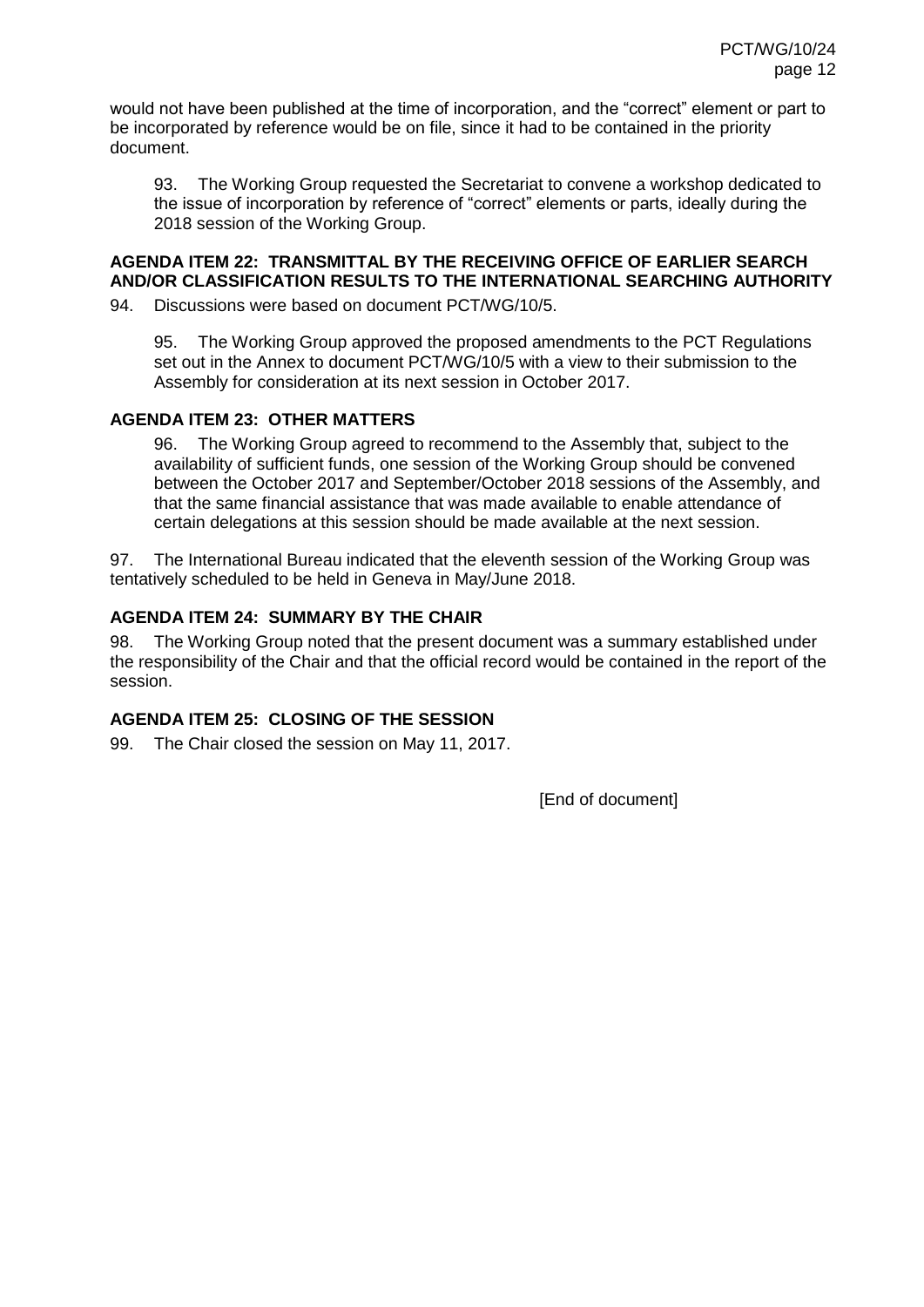would not have been published at the time of incorporation, and the "correct" element or part to be incorporated by reference would be on file, since it had to be contained in the priority document.

93. The Working Group requested the Secretariat to convene a workshop dedicated to the issue of incorporation by reference of "correct" elements or parts, ideally during the 2018 session of the Working Group.

## AGENDA ITEM 22: TRANSMITTAL BY THE RECEIVING OFFICE OF EARLIER SEARCH AND/OR CLASSIFICATION RESULTS TO THE INTERNATIONAL SEARCHING AUTHORITY

94. Discussions were based on document PCT/WG/10/5.

95. The Working Group approved the proposed amendments to the PCT Regulations set out in the Annex to document PCT/WG/10/5 with a view to their submission to the Assembly for consideration at its next session in October 2017.

## AGENDA ITEM 23: OTHER MATTERS

96. The Working Group agreed to recommend to the Assembly that, subject to the availability of sufficient funds, one session of the Working Group should be convened between the October 2017 and September/October 2018 sessions of the Assembly, and that the same financial assistance that was made available to enable attendance of certain delegations at this session should be made available at the next session.

97. The International Bureau indicated that the eleventh session of the Working Group was tentatively scheduled to be held in Geneva in May/June 2018.

## AGENDA ITEM 24: SUMMARY BY THE CHAIR

98. The Working Group noted that the present document was a summary established under the responsibility of the Chair and that the official record would be contained in the report of the session.

## AGENDA ITEM 25: CLOSING OF THE SESSION

99. The Chair closed the session on May 11, 2017.

[End of document]